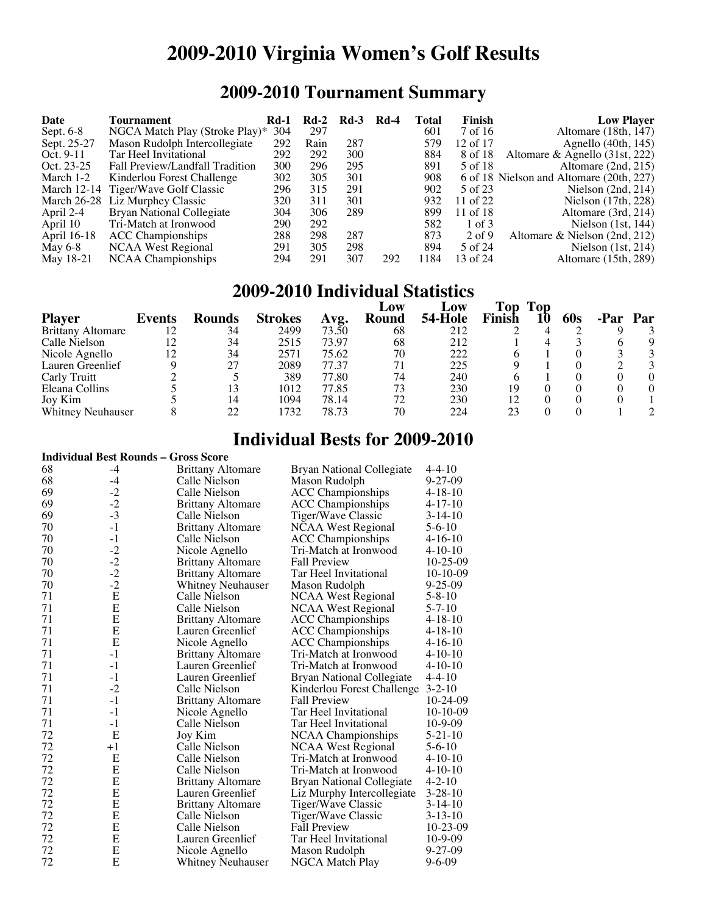# 2009-2010 Virginia Women's Golf Results

## 2009-2010 Tournament Summary

| Date | Tournament | Rd-1 | Rd-2 | Rd-3 | Rd-4 | Total | Finish | Low Player |
|---|---|---|---|---|---|---|---|---|
| Sept. 6-8 | NGCA Match Play (Stroke Play)* | 304 | 297 | | | 601 | 7 of 16 | Altomare (18th, 147) |
| Sept. 25-27 | Mason Rudolph Intercollegiate | 292 | Rain | 287 | | 579 | 12 of 17 | Agnello (40th, 145) |
| Oct. 9-11 | Tar Heel Invitational | 292 | 292 | 300 | | 884 | 8 of 18 | Altomare & Agnello (31st, 222) |
| Oct. 23-25 | Fall Preview/Landfall Tradition | 300 | 296 | 295 | | 891 | 5 of 18 | Altomare (2nd, 215) |
| March 1-2 | Kinderlou Forest Challenge | 302 | 305 | 301 | | 908 | 6 of 18 | Nielson and Altomare (20th, 227) |
| March 12-14 | Tiger/Wave Golf Classic | 296 | 315 | 291 | | 902 | 5 of 23 | Nielson (2nd, 214) |
| March 26-28 | Liz Murphey Classic | 320 | 311 | 301 | | 932 | 11 of 22 | Nielson (17th, 228) |
| April 2-4 | Bryan National Collegiate | 304 | 306 | 289 | | 899 | 11 of 18 | Altomare (3rd, 214) |
| April 10 | Tri-Match at Ironwood | 290 | 292 | | | 582 | 1 of 3 | Nielson (1st, 144) |
| April 16-18 | ACC Championships | 288 | 298 | 287 | | 873 | 2 of 9 | Altomare & Nielson (2nd, 212) |
| May 6-8 | NCAA West Regional | 291 | 305 | 298 | | 894 | 5 of 24 | Nielson (1st, 214) |
| May 18-21 | NCAA Championships | 294 | 291 | 307 | 292 | 1184 | 13 of 24 | Altomare (15th, 289) |

## 2009-2010 Individual Statistics

| Player | Events | Rounds | Strokes | Avg. | Low Round | Low 54-Hole | Top Finish | Top 10 | 60s | -Par | Par |
|---|---|---|---|---|---|---|---|---|---|---|---|
| Brittany Altomare | 12 | 34 | 2499 | 73.50 | 68 | 212 | 2 | 4 | 2 | 9 | 3 |
| Calle Nielson | 12 | 34 | 2515 | 73.97 | 68 | 212 | 1 | 4 | 3 | 6 | 9 |
| Nicole Agnello | 12 | 34 | 2571 | 75.62 | 70 | 222 | 6 | 1 | 0 | 3 | 3 |
| Lauren Greenlief | 9 | 27 | 2089 | 77.37 | 71 | 225 | 9 | 1 | 0 | 2 | 3 |
| Carly Truitt | 2 | 5 | 389 | 77.80 | 74 | 240 | 6 | 1 | 0 | 0 | 0 |
| Eleana Collins | 5 | 13 | 1012 | 77.85 | 73 | 230 | 19 | 0 | 0 | 0 | 0 |
| Joy Kim | 5 | 14 | 1094 | 78.14 | 72 | 230 | 12 | 0 | 0 | 0 | 1 |
| Whitney Neuhauser | 8 | 22 | 1732 | 78.73 | 70 | 224 | 23 | 0 | 0 | 1 | 2 |

## Individual Bests for 2009-2010

**Individual Best Rounds – Gross Score**

| Score | To Par | Player | Tournament | Date |
|---|---|---|---|---|
| 68 | -4 | Brittany Altomare | Bryan National Collegiate | 4-4-10 |
| 68 | -4 | Calle Nielson | Mason Rudolph | 9-27-09 |
| 69 | -2 | Calle Nielson | ACC Championships | 4-18-10 |
| 69 | -2 | Brittany Altomare | ACC Championships | 4-17-10 |
| 69 | -3 | Calle Nielson | Tiger/Wave Classic | 3-14-10 |
| 70 | -1 | Brittany Altomare | NCAA West Regional | 5-6-10 |
| 70 | -1 | Calle Nielson | ACC Championships | 4-16-10 |
| 70 | -2 | Nicole Agnello | Tri-Match at Ironwood | 4-10-10 |
| 70 | -2 | Brittany Altomare | Fall Preview | 10-25-09 |
| 70 | -2 | Brittany Altomare | Tar Heel Invitational | 10-10-09 |
| 70 | -2 | Whitney Neuhauser | Mason Rudolph | 9-25-09 |
| 71 | E | Calle Nielson | NCAA West Regional | 5-8-10 |
| 71 | E | Calle Nielson | NCAA West Regional | 5-7-10 |
| 71 | E | Brittany Altomare | ACC Championships | 4-18-10 |
| 71 | E | Lauren Greenlief | ACC Championships | 4-18-10 |
| 71 | E | Nicole Agnello | ACC Championships | 4-16-10 |
| 71 | -1 | Brittany Altomare | Tri-Match at Ironwood | 4-10-10 |
| 71 | -1 | Lauren Greenlief | Tri-Match at Ironwood | 4-10-10 |
| 71 | -1 | Lauren Greenlief | Bryan National Collegiate | 4-4-10 |
| 71 | -2 | Calle Nielson | Kinderlou Forest Challenge | 3-2-10 |
| 71 | -1 | Brittany Altomare | Fall Preview | 10-24-09 |
| 71 | -1 | Nicole Agnello | Tar Heel Invitational | 10-10-09 |
| 71 | -1 | Calle Nielson | Tar Heel Invitational | 10-9-09 |
| 72 | E | Joy Kim | NCAA Championships | 5-21-10 |
| 72 | +1 | Calle Nielson | NCAA West Regional | 5-6-10 |
| 72 | E | Calle Nielson | Tri-Match at Ironwood | 4-10-10 |
| 72 | E | Calle Nielson | Tri-Match at Ironwood | 4-10-10 |
| 72 | E | Brittany Altomare | Bryan National Collegiate | 4-2-10 |
| 72 | E | Lauren Greenlief | Liz Murphy Intercollegiate | 3-28-10 |
| 72 | E | Brittany Altomare | Tiger/Wave Classic | 3-14-10 |
| 72 | E | Calle Nielson | Tiger/Wave Classic | 3-13-10 |
| 72 | E | Calle Nielson | Fall Preview | 10-23-09 |
| 72 | E | Lauren Greenlief | Tar Heel Invitational | 10-9-09 |
| 72 | E | Nicole Agnello | Mason Rudolph | 9-27-09 |
| 72 | E | Whitney Neuhauser | NGCA Match Play | 9-6-09 |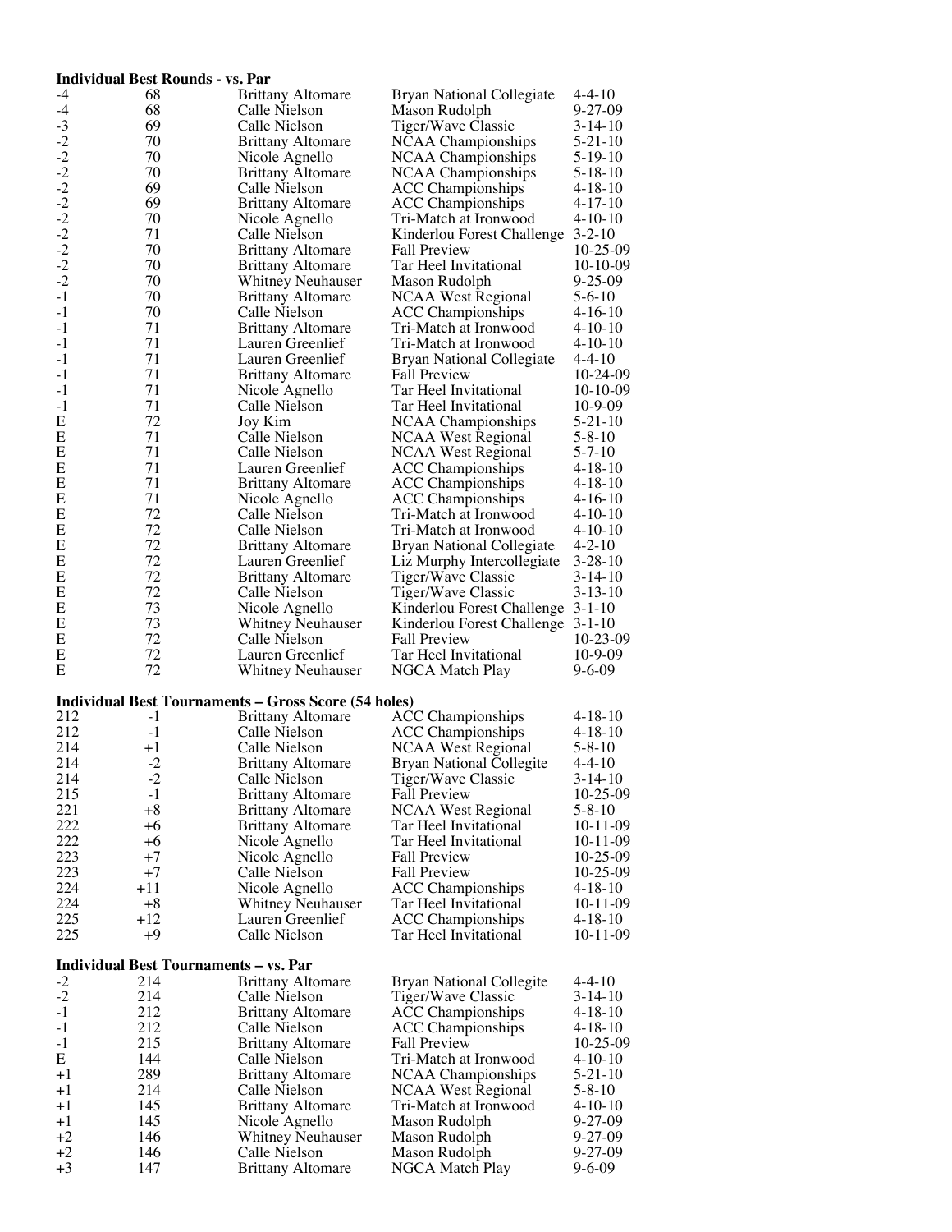**Individual Best Rounds - vs. Par**

| | | | | |
|---|---|---|---|---|
| -4 | 68 | Brittany Altomare | Bryan National Collegiate | 4-4-10 |
| -4 | 68 | Calle Nielson | Mason Rudolph | 9-27-09 |
| -3 | 69 | Calle Nielson | Tiger/Wave Classic | 3-14-10 |
| -2 | 70 | Brittany Altomare | NCAA Championships | 5-21-10 |
| -2 | 70 | Nicole Agnello | NCAA Championships | 5-19-10 |
| -2 | 70 | Brittany Altomare | NCAA Championships | 5-18-10 |
| -2 | 69 | Calle Nielson | ACC Championships | 4-18-10 |
| -2 | 69 | Brittany Altomare | ACC Championships | 4-17-10 |
| -2 | 70 | Nicole Agnello | Tri-Match at Ironwood | 4-10-10 |
| -2 | 71 | Calle Nielson | Kinderlou Forest Challenge | 3-2-10 |
| -2 | 70 | Brittany Altomare | Fall Preview | 10-25-09 |
| -2 | 70 | Brittany Altomare | Tar Heel Invitational | 10-10-09 |
| -2 | 70 | Whitney Neuhauser | Mason Rudolph | 9-25-09 |
| -1 | 70 | Brittany Altomare | NCAA West Regional | 5-6-10 |
| -1 | 70 | Calle Nielson | ACC Championships | 4-16-10 |
| -1 | 71 | Brittany Altomare | Tri-Match at Ironwood | 4-10-10 |
| -1 | 71 | Lauren Greenlief | Tri-Match at Ironwood | 4-10-10 |
| -1 | 71 | Lauren Greenlief | Bryan National Collegiate | 4-4-10 |
| -1 | 71 | Brittany Altomare | Fall Preview | 10-24-09 |
| -1 | 71 | Nicole Agnello | Tar Heel Invitational | 10-10-09 |
| -1 | 71 | Calle Nielson | Tar Heel Invitational | 10-9-09 |
| E | 72 | Joy Kim | NCAA Championships | 5-21-10 |
| E | 71 | Calle Nielson | NCAA West Regional | 5-8-10 |
| E | 71 | Calle Nielson | NCAA West Regional | 5-7-10 |
| E | 71 | Lauren Greenlief | ACC Championships | 4-18-10 |
| E | 71 | Brittany Altomare | ACC Championships | 4-18-10 |
| E | 71 | Nicole Agnello | ACC Championships | 4-16-10 |
| E | 72 | Calle Nielson | Tri-Match at Ironwood | 4-10-10 |
| E | 72 | Calle Nielson | Tri-Match at Ironwood | 4-10-10 |
| E | 72 | Brittany Altomare | Bryan National Collegiate | 4-2-10 |
| E | 72 | Lauren Greenlief | Liz Murphy Intercollegiate | 3-28-10 |
| E | 72 | Brittany Altomare | Tiger/Wave Classic | 3-14-10 |
| E | 72 | Calle Nielson | Tiger/Wave Classic | 3-13-10 |
| E | 73 | Nicole Agnello | Kinderlou Forest Challenge | 3-1-10 |
| E | 73 | Whitney Neuhauser | Kinderlou Forest Challenge | 3-1-10 |
| E | 72 | Calle Nielson | Fall Preview | 10-23-09 |
| E | 72 | Lauren Greenlief | Tar Heel Invitational | 10-9-09 |
| E | 72 | Whitney Neuhauser | NGCA Match Play | 9-6-09 |

**Individual Best Tournaments – Gross Score (54 holes)**

| | | | | |
|---|---|---|---|---|
| 212 | -1 | Brittany Altomare | ACC Championships | 4-18-10 |
| 212 | -1 | Calle Nielson | ACC Championships | 4-18-10 |
| 214 | +1 | Calle Nielson | NCAA West Regional | 5-8-10 |
| 214 | -2 | Brittany Altomare | Bryan National Collegite | 4-4-10 |
| 214 | -2 | Calle Nielson | Tiger/Wave Classic | 3-14-10 |
| 215 | -1 | Brittany Altomare | Fall Preview | 10-25-09 |
| 221 | +8 | Brittany Altomare | NCAA West Regional | 5-8-10 |
| 222 | +6 | Brittany Altomare | Tar Heel Invitational | 10-11-09 |
| 222 | +6 | Nicole Agnello | Tar Heel Invitational | 10-11-09 |
| 223 | +7 | Nicole Agnello | Fall Preview | 10-25-09 |
| 223 | +7 | Calle Nielson | Fall Preview | 10-25-09 |
| 224 | +11 | Nicole Agnello | ACC Championships | 4-18-10 |
| 224 | +8 | Whitney Neuhauser | Tar Heel Invitational | 10-11-09 |
| 225 | +12 | Lauren Greenlief | ACC Championships | 4-18-10 |
| 225 | +9 | Calle Nielson | Tar Heel Invitational | 10-11-09 |

**Individual Best Tournaments – vs. Par**

| | | | | |
|---|---|---|---|---|
| -2 | 214 | Brittany Altomare | Bryan National Collegite | 4-4-10 |
| -2 | 214 | Calle Nielson | Tiger/Wave Classic | 3-14-10 |
| -1 | 212 | Brittany Altomare | ACC Championships | 4-18-10 |
| -1 | 212 | Calle Nielson | ACC Championships | 4-18-10 |
| -1 | 215 | Brittany Altomare | Fall Preview | 10-25-09 |
| E | 144 | Calle Nielson | Tri-Match at Ironwood | 4-10-10 |
| +1 | 289 | Brittany Altomare | NCAA Championships | 5-21-10 |
| +1 | 214 | Calle Nielson | NCAA West Regional | 5-8-10 |
| +1 | 145 | Brittany Altomare | Tri-Match at Ironwood | 4-10-10 |
| +1 | 145 | Nicole Agnello | Mason Rudolph | 9-27-09 |
| +2 | 146 | Whitney Neuhauser | Mason Rudolph | 9-27-09 |
| +2 | 146 | Calle Nielson | Mason Rudolph | 9-27-09 |
| +3 | 147 | Brittany Altomare | NGCA Match Play | 9-6-09 |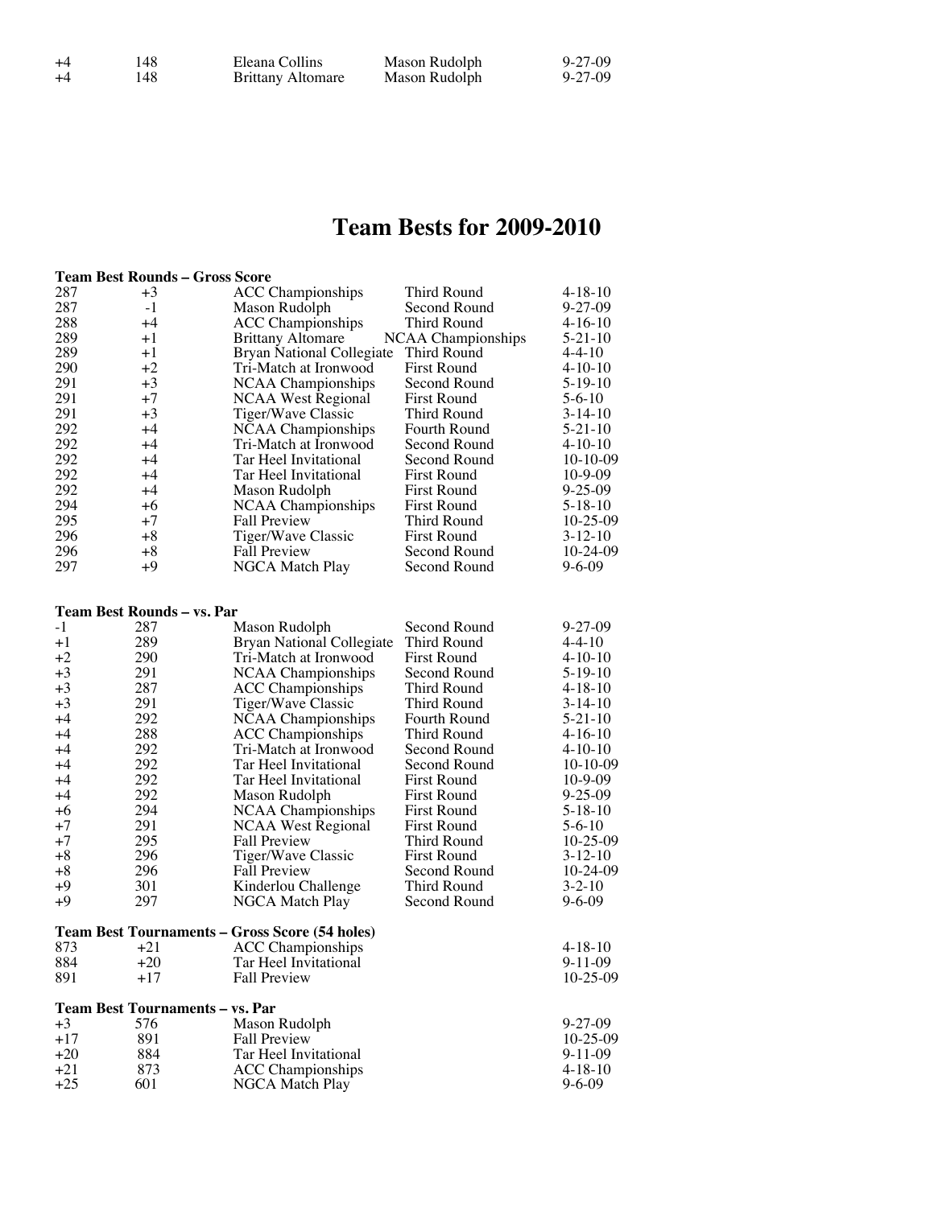| | | | | |
|---|---|---|---|---|
| +4 | 148 | Eleana Collins | Mason Rudolph | 9-27-09 |
| +4 | 148 | Brittany Altomare | Mason Rudolph | 9-27-09 |

# Team Bests for 2009-2010

**Team Best Rounds – Gross Score**

| | | | | |
|---|---|---|---|---|
| 287 | +3 | ACC Championships | Third Round | 4-18-10 |
| 287 | -1 | Mason Rudolph | Second Round | 9-27-09 |
| 288 | +4 | ACC Championships | Third Round | 4-16-10 |
| 289 | +1 | Brittany Altomare | NCAA Championships | 5-21-10 |
| 289 | +1 | Bryan National Collegiate | Third Round | 4-4-10 |
| 290 | +2 | Tri-Match at Ironwood | First Round | 4-10-10 |
| 291 | +3 | NCAA Championships | Second Round | 5-19-10 |
| 291 | +7 | NCAA West Regional | First Round | 5-6-10 |
| 291 | +3 | Tiger/Wave Classic | Third Round | 3-14-10 |
| 292 | +4 | NCAA Championships | Fourth Round | 5-21-10 |
| 292 | +4 | Tri-Match at Ironwood | Second Round | 4-10-10 |
| 292 | +4 | Tar Heel Invitational | Second Round | 10-10-09 |
| 292 | +4 | Tar Heel Invitational | First Round | 10-9-09 |
| 292 | +4 | Mason Rudolph | First Round | 9-25-09 |
| 294 | +6 | NCAA Championships | First Round | 5-18-10 |
| 295 | +7 | Fall Preview | Third Round | 10-25-09 |
| 296 | +8 | Tiger/Wave Classic | First Round | 3-12-10 |
| 296 | +8 | Fall Preview | Second Round | 10-24-09 |
| 297 | +9 | NGCA Match Play | Second Round | 9-6-09 |

**Team Best Rounds – vs. Par**

| | | | | |
|---|---|---|---|---|
| -1 | 287 | Mason Rudolph | Second Round | 9-27-09 |
| +1 | 289 | Bryan National Collegiate | Third Round | 4-4-10 |
| +2 | 290 | Tri-Match at Ironwood | First Round | 4-10-10 |
| +3 | 291 | NCAA Championships | Second Round | 5-19-10 |
| +3 | 287 | ACC Championships | Third Round | 4-18-10 |
| +3 | 291 | Tiger/Wave Classic | Third Round | 3-14-10 |
| +4 | 292 | NCAA Championships | Fourth Round | 5-21-10 |
| +4 | 288 | ACC Championships | Third Round | 4-16-10 |
| +4 | 292 | Tri-Match at Ironwood | Second Round | 4-10-10 |
| +4 | 292 | Tar Heel Invitational | Second Round | 10-10-09 |
| +4 | 292 | Tar Heel Invitational | First Round | 10-9-09 |
| +4 | 292 | Mason Rudolph | First Round | 9-25-09 |
| +6 | 294 | NCAA Championships | First Round | 5-18-10 |
| +7 | 291 | NCAA West Regional | First Round | 5-6-10 |
| +7 | 295 | Fall Preview | Third Round | 10-25-09 |
| +8 | 296 | Tiger/Wave Classic | First Round | 3-12-10 |
| +8 | 296 | Fall Preview | Second Round | 10-24-09 |
| +9 | 301 | Kinderlou Challenge | Third Round | 3-2-10 |
| +9 | 297 | NGCA Match Play | Second Round | 9-6-09 |

**Team Best Tournaments – Gross Score (54 holes)**

| | | | |
|---|---|---|---|
| 873 | +21 | ACC Championships | 4-18-10 |
| 884 | +20 | Tar Heel Invitational | 9-11-09 |
| 891 | +17 | Fall Preview | 10-25-09 |

**Team Best Tournaments – vs. Par**

| | | | |
|---|---|---|---|
| +3 | 576 | Mason Rudolph | 9-27-09 |
| +17 | 891 | Fall Preview | 10-25-09 |
| +20 | 884 | Tar Heel Invitational | 9-11-09 |
| +21 | 873 | ACC Championships | 4-18-10 |
| +25 | 601 | NGCA Match Play | 9-6-09 |